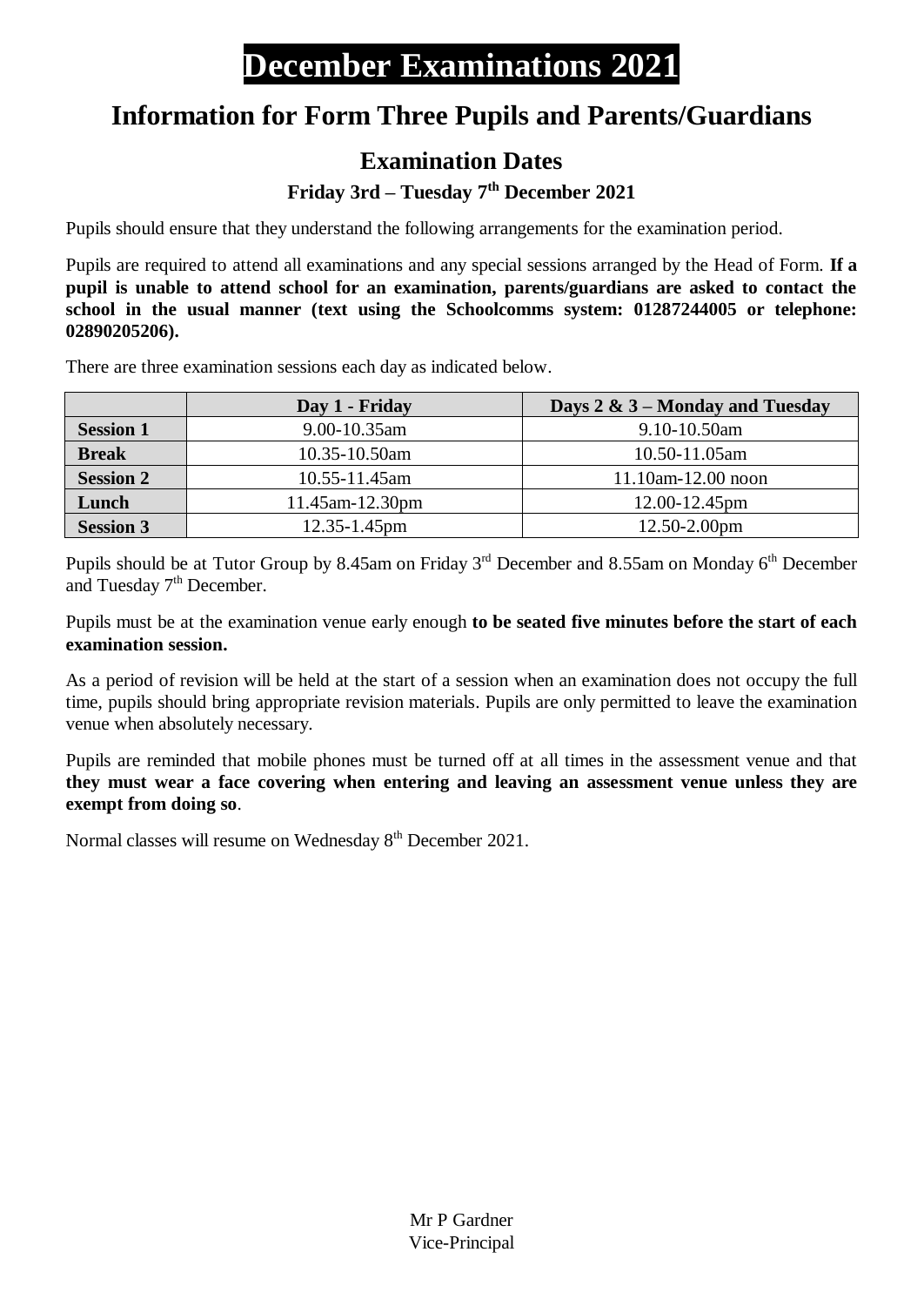# December Examinations 2021

## Information for Form Three Pupils and Parents/Guardians

### Examination Dates

**Friday 3rd – Tuesday 7th December 2021**

Pupils should ensure that they understand the following arrangements for the examination period.

Pupils are required to attend all examinations and any special sessions arranged by the Head of Form. **If a pupil is unable to attend school for an examination, parents/guardians are asked to contact the school in the usual manner (text using the Schoolcomms system: 01287244005 or telephone: 02890205206).**

There are three examination sessions each day as indicated below.

| | Day 1 - Friday | Days 2 & 3 – Monday and Tuesday |
|---|---|---|
| **Session 1** | 9.00-10.35am | 9.10-10.50am |
| **Break** | 10.35-10.50am | 10.50-11.05am |
| **Session 2** | 10.55-11.45am | 11.10am-12.00 noon |
| **Lunch** | 11.45am-12.30pm | 12.00-12.45pm |
| **Session 3** | 12.35-1.45pm | 12.50-2.00pm |

Pupils should be at Tutor Group by 8.45am on Friday 3rd December and 8.55am on Monday 6th December and Tuesday 7th December.

Pupils must be at the examination venue early enough **to be seated five minutes before the start of each examination session.**

As a period of revision will be held at the start of a session when an examination does not occupy the full time, pupils should bring appropriate revision materials. Pupils are only permitted to leave the examination venue when absolutely necessary.

Pupils are reminded that mobile phones must be turned off at all times in the assessment venue and that **they must wear a face covering when entering and leaving an assessment venue unless they are exempt from doing so**.

Normal classes will resume on Wednesday 8th December 2021.

Mr P Gardner
Vice-Principal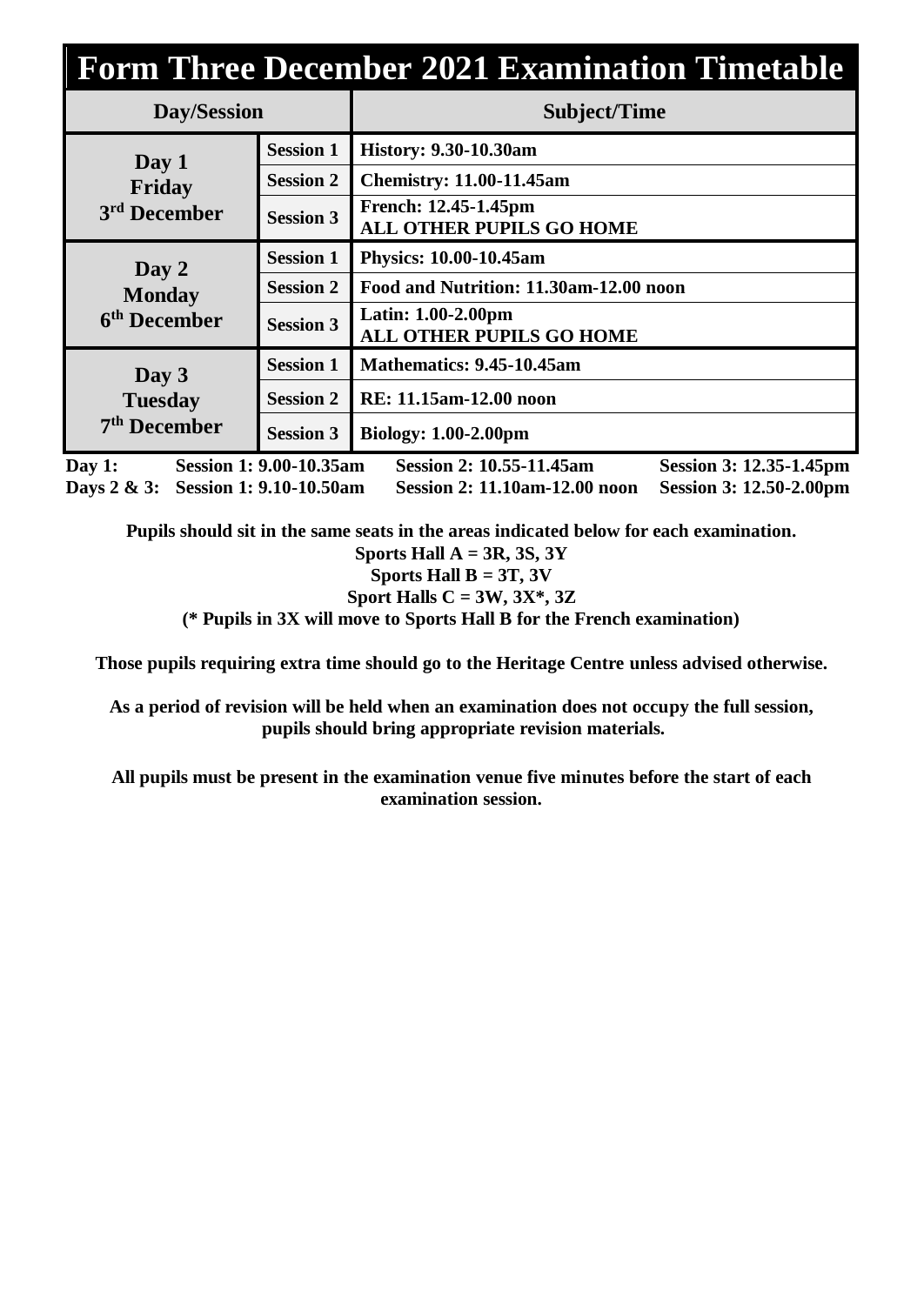# Form Three December 2021 Examination Timetable

| Day/Session | | Subject/Time |
|---|---|---|
| Day 1 Friday 3rd December | Session 1 | History: 9.30-10.30am |
| | Session 2 | Chemistry: 11.00-11.45am |
| | Session 3 | French: 12.45-1.45pm ALL OTHER PUPILS GO HOME |
| Day 2 Monday 6th December | Session 1 | Physics: 10.00-10.45am |
| | Session 2 | Food and Nutrition: 11.30am-12.00 noon |
| | Session 3 | Latin: 1.00-2.00pm ALL OTHER PUPILS GO HOME |
| Day 3 Tuesday 7th December | Session 1 | Mathematics: 9.45-10.45am |
| | Session 2 | RE: 11.15am-12.00 noon |
| | Session 3 | Biology: 1.00-2.00pm |

| | | | |
|---|---|---|---|
| **Day 1:** | **Session 1: 9.00-10.35am** | **Session 2: 10.55-11.45am** | **Session 3: 12.35-1.45pm** |
| **Days 2 & 3:** | **Session 1: 9.10-10.50am** | **Session 2: 11.10am-12.00 noon** | **Session 3: 12.50-2.00pm** |

**Pupils should sit in the same seats in the areas indicated below for each examination.**
**Sports Hall A = 3R, 3S, 3Y**
**Sports Hall B = 3T, 3V**
**Sport Halls C = 3W, 3X*, 3Z**
**(* Pupils in 3X will move to Sports Hall B for the French examination)**

**Those pupils requiring extra time should go to the Heritage Centre unless advised otherwise.**

**As a period of revision will be held when an examination does not occupy the full session, pupils should bring appropriate revision materials.**

**All pupils must be present in the examination venue five minutes before the start of each examination session.**